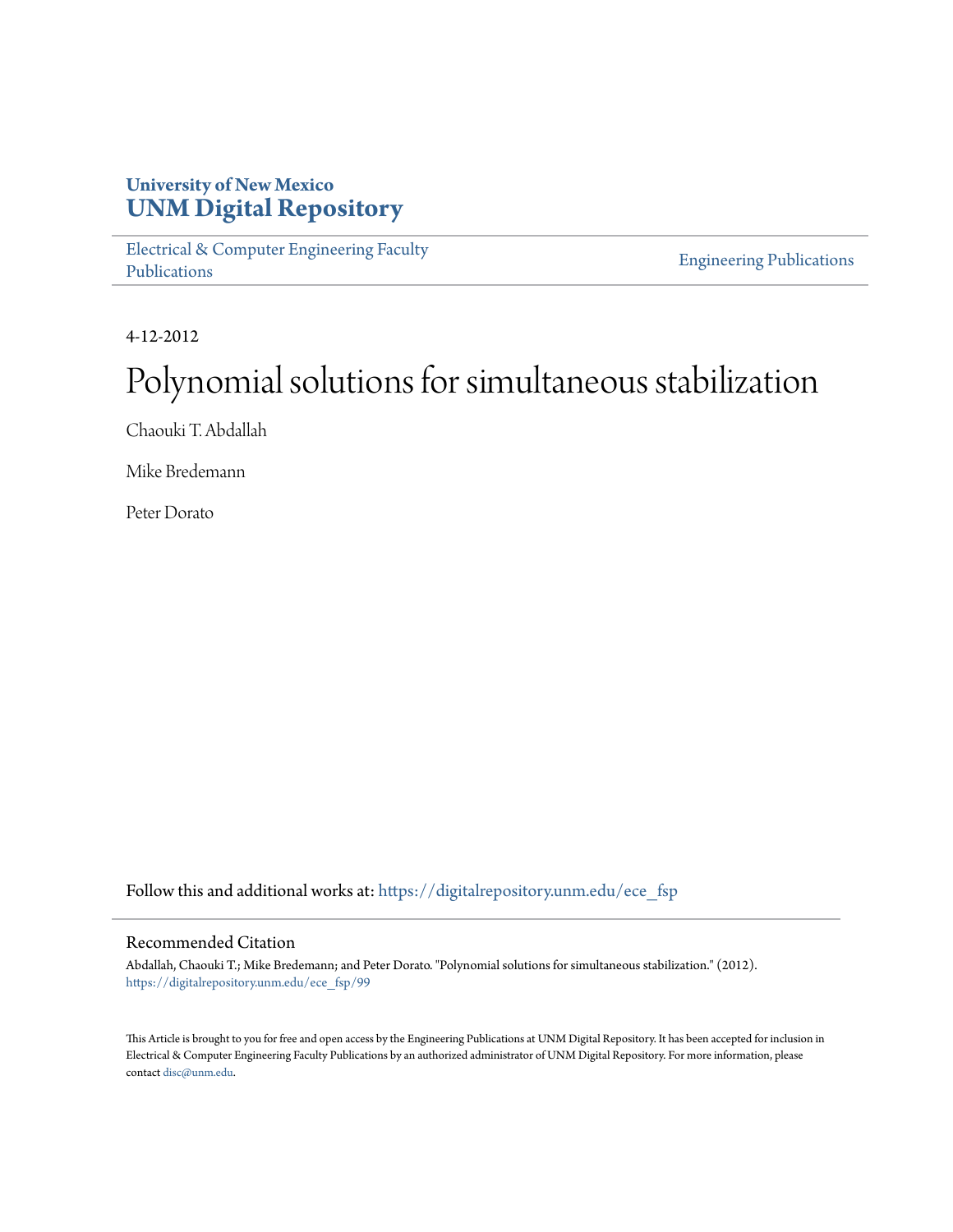University of New Mexico
**UNM Digital Repository**

Electrical & Computer Engineering Faculty Publications

Engineering Publications

4-12-2012

# Polynomial solutions for simultaneous stabilization

Chaouki T. Abdallah

Mike Bredemann

Peter Dorato

Follow this and additional works at: https://digitalrepository.unm.edu/ece_fsp

## Recommended Citation

Abdallah, Chaouki T.; Mike Bredemann; and Peter Dorato. "Polynomial solutions for simultaneous stabilization." (2012). https://digitalrepository.unm.edu/ece_fsp/99

This Article is brought to you for free and open access by the Engineering Publications at UNM Digital Repository. It has been accepted for inclusion in Electrical & Computer Engineering Faculty Publications by an authorized administrator of UNM Digital Repository. For more information, please contact disc@unm.edu.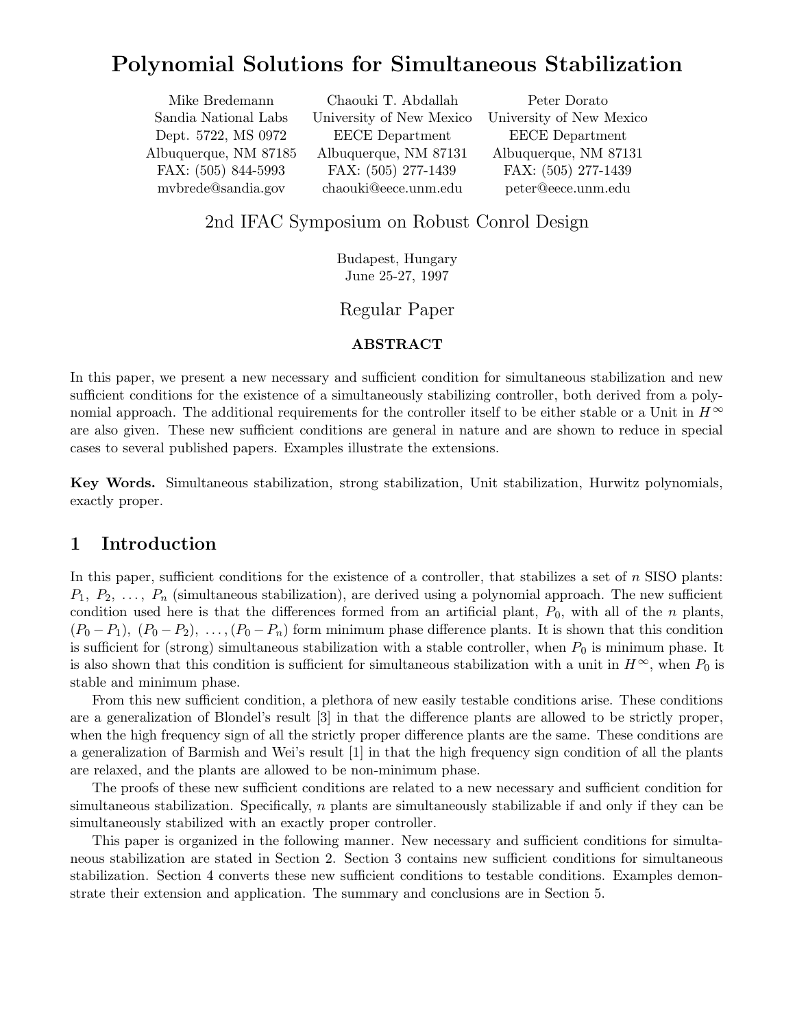# Polynomial Solutions for Simultaneous Stabilization

| Mike Bredemann | Chaouki T. Abdallah | Peter Dorato |
|---|---|---|
| Sandia National Labs | University of New Mexico | University of New Mexico |
| Dept. 5722, MS 0972 | EECE Department | EECE Department |
| Albuquerque, NM 87185 | Albuquerque, NM 87131 | Albuquerque, NM 87131 |
| FAX: (505) 844-5993 | FAX: (505) 277-1439 | FAX: (505) 277-1439 |
| mvbrede@sandia.gov | chaouki@eece.unm.edu | peter@eece.unm.edu |

2nd IFAC Symposium on Robust Conrol Design

Budapest, Hungary
June 25-27, 1997

Regular Paper

**ABSTRACT**

In this paper, we present a new necessary and sufficient condition for simultaneous stabilization and new sufficient conditions for the existence of a simultaneously stabilizing controller, both derived from a polynomial approach. The additional requirements for the controller itself to be either stable or a Unit in $H^\infty$ are also given. These new sufficient conditions are general in nature and are shown to reduce in special cases to several published papers. Examples illustrate the extensions.

**Key Words.** Simultaneous stabilization, strong stabilization, Unit stabilization, Hurwitz polynomials, exactly proper.

## 1 Introduction

In this paper, sufficient conditions for the existence of a controller, that stabilizes a set of $n$ SISO plants: $P_1, P_2, \ldots, P_n$ (simultaneous stabilization), are derived using a polynomial approach. The new sufficient condition used here is that the differences formed from an artificial plant, $P_0$, with all of the $n$ plants, $(P_0 - P_1), (P_0 - P_2), \ldots, (P_0 - P_n)$ form minimum phase difference plants. It is shown that this condition is sufficient for (strong) simultaneous stabilization with a stable controller, when $P_0$ is minimum phase. It is also shown that this condition is sufficient for simultaneous stabilization with a unit in $H^\infty$, when $P_0$ is stable and minimum phase.

From this new sufficient condition, a plethora of new easily testable conditions arise. These conditions are a generalization of Blondel's result [3] in that the difference plants are allowed to be strictly proper, when the high frequency sign of all the strictly proper difference plants are the same. These conditions are a generalization of Barmish and Wei's result [1] in that the high frequency sign condition of all the plants are relaxed, and the plants are allowed to be non-minimum phase.

The proofs of these new sufficient conditions are related to a new necessary and sufficient condition for simultaneous stabilization. Specifically, $n$ plants are simultaneously stabilizable if and only if they can be simultaneously stabilized with an exactly proper controller.

This paper is organized in the following manner. New necessary and sufficient conditions for simultaneous stabilization are stated in Section 2. Section 3 contains new sufficient conditions for simultaneous stabilization. Section 4 converts these new sufficient conditions to testable conditions. Examples demonstrate their extension and application. The summary and conclusions are in Section 5.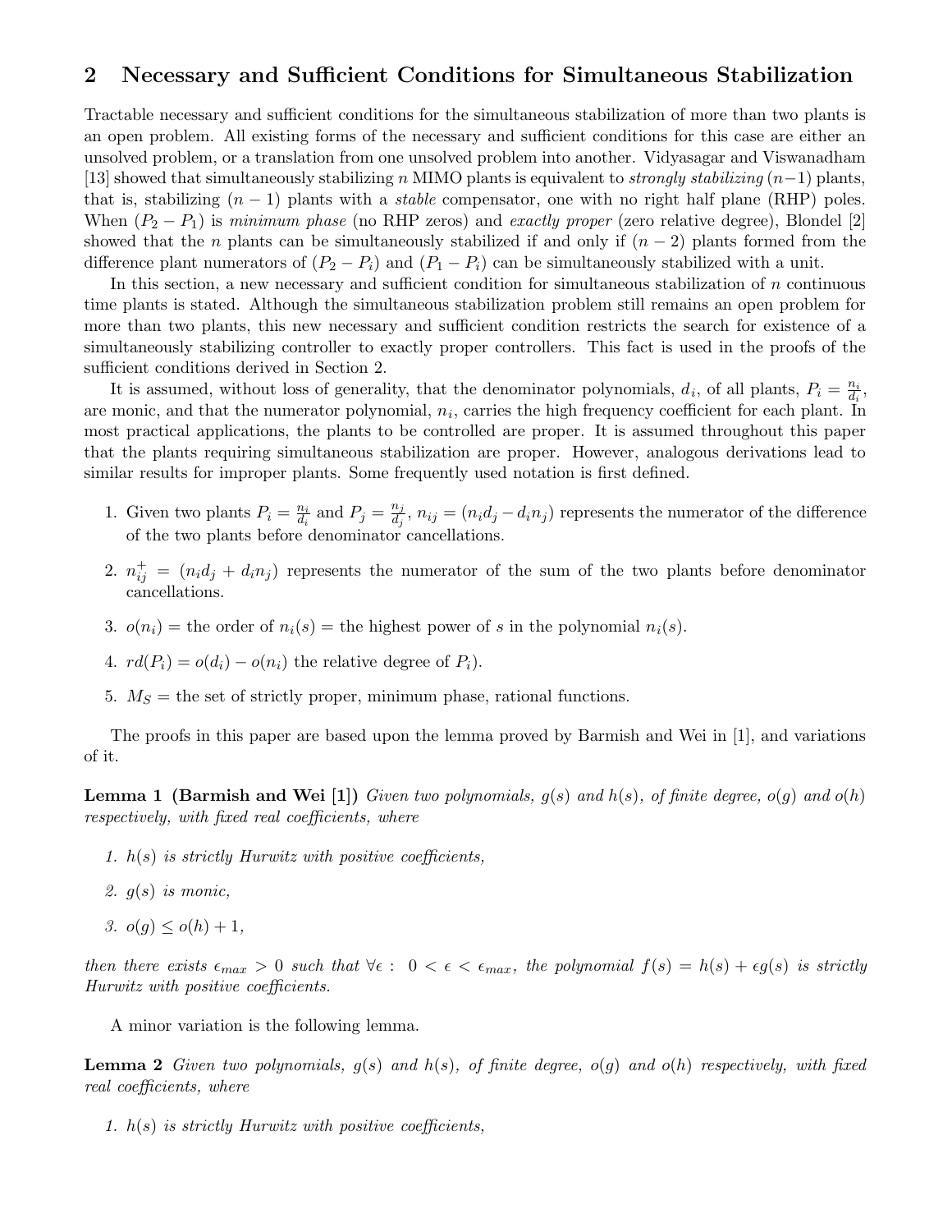## 2 Necessary and Sufficient Conditions for Simultaneous Stabilization

Tractable necessary and sufficient conditions for the simultaneous stabilization of more than two plants is an open problem. All existing forms of the necessary and sufficient conditions for this case are either an unsolved problem, or a translation from one unsolved problem into another. Vidyasagar and Viswanadham [13] showed that simultaneously stabilizing $n$ MIMO plants is equivalent to *strongly stabilizing* $(n-1)$ plants, that is, stabilizing $(n-1)$ plants with a *stable* compensator, one with no right half plane (RHP) poles. When $(P_2 - P_1)$ is *minimum phase* (no RHP zeros) and *exactly proper* (zero relative degree), Blondel [2] showed that the $n$ plants can be simultaneously stabilized if and only if $(n-2)$ plants formed from the difference plant numerators of $(P_2 - P_i)$ and $(P_1 - P_i)$ can be simultaneously stabilized with a unit.

In this section, a new necessary and sufficient condition for simultaneous stabilization of $n$ continuous time plants is stated. Although the simultaneous stabilization problem still remains an open problem for more than two plants, this new necessary and sufficient condition restricts the search for existence of a simultaneously stabilizing controller to exactly proper controllers. This fact is used in the proofs of the sufficient conditions derived in Section 2.

It is assumed, without loss of generality, that the denominator polynomials, $d_i$, of all plants, $P_i = \frac{n_i}{d_i}$, are monic, and that the numerator polynomial, $n_i$, carries the high frequency coefficient for each plant. In most practical applications, the plants to be controlled are proper. It is assumed throughout this paper that the plants requiring simultaneous stabilization are proper. However, analogous derivations lead to similar results for improper plants. Some frequently used notation is first defined.

1. Given two plants $P_i = \frac{n_i}{d_i}$ and $P_j = \frac{n_j}{d_j}$, $n_{ij} = (n_i d_j - d_i n_j)$ represents the numerator of the difference of the two plants before denominator cancellations.
2. $n_{ij}^{+} = (n_i d_j + d_i n_j)$ represents the numerator of the sum of the two plants before denominator cancellations.
3. $o(n_i)$ = the order of $n_i(s)$ = the highest power of $s$ in the polynomial $n_i(s)$.
4. $rd(P_i) = o(d_i) - o(n_i)$ the relative degree of $P_i$).
5. $M_S$ = the set of strictly proper, minimum phase, rational functions.

The proofs in this paper are based upon the lemma proved by Barmish and Wei in [1], and variations of it.

**Lemma 1 (Barmish and Wei [1])** *Given two polynomials, $g(s)$ and $h(s)$, of finite degree, $o(g)$ and $o(h)$ respectively, with fixed real coefficients, where*

1. *$h(s)$ is strictly Hurwitz with positive coefficients,*
2. *$g(s)$ is monic,*
3. *$o(g) \leq o(h) + 1$,*

*then there exists $\epsilon_{max} > 0$ such that $\forall \epsilon : \ 0 < \epsilon < \epsilon_{max}$, the polynomial $f(s) = h(s) + \epsilon g(s)$ is strictly Hurwitz with positive coefficients.*

A minor variation is the following lemma.

**Lemma 2** *Given two polynomials, $g(s)$ and $h(s)$, of finite degree, $o(g)$ and $o(h)$ respectively, with fixed real coefficients, where*

1. *$h(s)$ is strictly Hurwitz with positive coefficients,*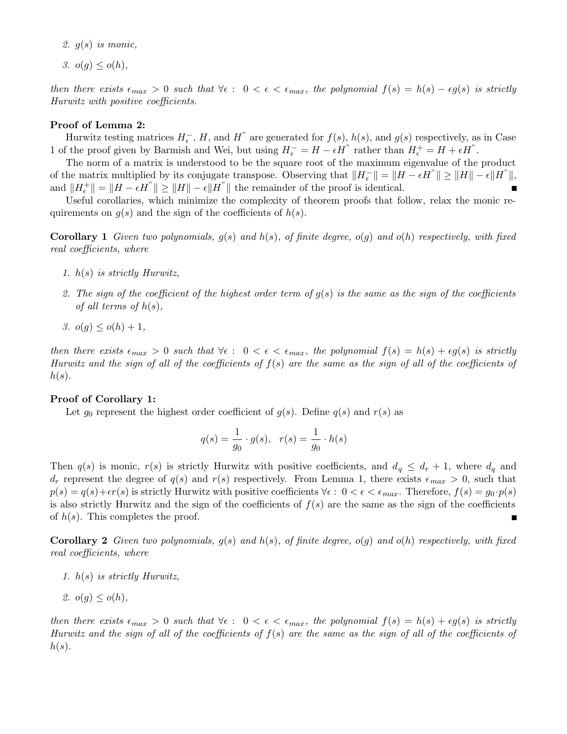2. $g(s)$ *is monic,*
3. $o(g) \leq o(h)$,

*then there exists* $\epsilon_{max} > 0$ *such that* $\forall \epsilon : \ 0 < \epsilon < \epsilon_{max}$, *the polynomial* $f(s) = h(s) - \epsilon g(s)$ *is strictly Hurwitz with positive coefficients.*

**Proof of Lemma 2:**

Hurwitz testing matrices $H_\epsilon^-$, $H$, and $H^"$ are generated for $f(s)$, $h(s)$, and $g(s)$ respectively, as in Case 1 of the proof given by Barmish and Wei, but using $H_\epsilon^- = H - \epsilon H^"$ rather than $H_\epsilon^+ = H + \epsilon H^"$.

The norm of a matrix is understood to be the square root of the maximum eigenvalue of the product of the matrix multiplied by its conjugate transpose. Observing that $\|H_\epsilon^-\| = \|H - \epsilon H^"\| \geq \|H\| - \epsilon \|H^"\|$, and $\|H_\epsilon^+\| = \|H - \epsilon H^"\| \geq \|H\| - \epsilon \|H^"\|$ the remainder of the proof is identical. ∎

Useful corollaries, which minimize the complexity of theorem proofs that follow, relax the monic requirements on $g(s)$ and the sign of the coefficients of $h(s)$.

**Corollary 1** *Given two polynomials,* $g(s)$ *and* $h(s)$, *of finite degree,* $o(g)$ *and* $o(h)$ *respectively, with fixed real coefficients, where*

1. $h(s)$ *is strictly Hurwitz,*
2. *The sign of the coefficient of the highest order term of* $g(s)$ *is the same as the sign of the coefficients of all terms of* $h(s)$,
3. $o(g) \leq o(h) + 1$,

*then there exists* $\epsilon_{max} > 0$ *such that* $\forall \epsilon : \ 0 < \epsilon < \epsilon_{max}$, *the polynomial* $f(s) = h(s) + \epsilon g(s)$ *is strictly Hurwitz and the sign of all of the coefficients of* $f(s)$ *are the same as the sign of all of the coefficients of* $h(s)$.

**Proof of Corollary 1:**

Let $g_0$ represent the highest order coefficient of $g(s)$. Define $q(s)$ and $r(s)$ as

$$q(s) = \frac{1}{g_0} \cdot g(s), \quad r(s) = \frac{1}{g_0} \cdot h(s)$$

Then $q(s)$ is monic, $r(s)$ is strictly Hurwitz with positive coefficients, and $d_q \leq d_r + 1$, where $d_q$ and $d_r$ represent the degree of $q(s)$ and $r(s)$ respectively. From Lemma 1, there exists $\epsilon_{max} > 0$, such that $p(s) = q(s) + \epsilon r(s)$ is strictly Hurwitz with positive coefficients $\forall \epsilon : \ 0 < \epsilon < \epsilon_{max}$. Therefore, $f(s) = g_0 \cdot p(s)$ is also strictly Hurwitz and the sign of the coefficients of $f(s)$ are the same as the sign of the coefficients of $h(s)$. This completes the proof. ∎

**Corollary 2** *Given two polynomials,* $g(s)$ *and* $h(s)$, *of finite degree,* $o(g)$ *and* $o(h)$ *respectively, with fixed real coefficients, where*

1. $h(s)$ *is strictly Hurwitz,*
2. $o(g) \leq o(h)$,

*then there exists* $\epsilon_{max} > 0$ *such that* $\forall \epsilon : \ 0 < \epsilon < \epsilon_{max}$, *the polynomial* $f(s) = h(s) + \epsilon g(s)$ *is strictly Hurwitz and the sign of all of the coefficients of* $f(s)$ *are the same as the sign of all of the coefficients of* $h(s)$.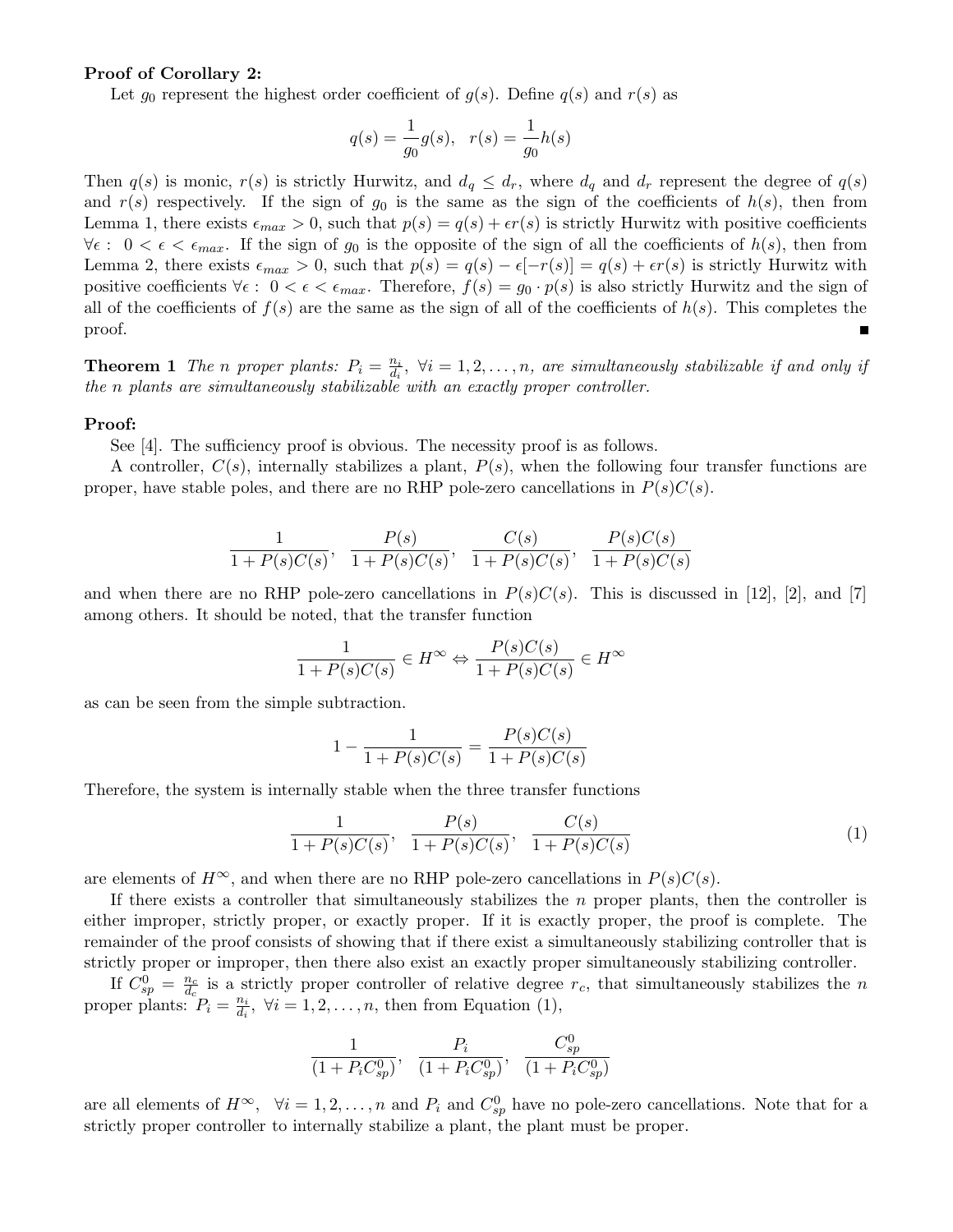**Proof of Corollary 2:**

Let $g_0$ represent the highest order coefficient of $g(s)$. Define $q(s)$ and $r(s)$ as

$$q(s) = \frac{1}{g_0} g(s), \quad r(s) = \frac{1}{g_0} h(s)$$

Then $q(s)$ is monic, $r(s)$ is strictly Hurwitz, and $d_q \leq d_r$, where $d_q$ and $d_r$ represent the degree of $q(s)$ and $r(s)$ respectively. If the sign of $g_0$ is the same as the sign of the coefficients of $h(s)$, then from Lemma 1, there exists $\epsilon_{max} > 0$, such that $p(s) = q(s) + \epsilon r(s)$ is strictly Hurwitz with positive coefficients $\forall \epsilon : \ 0 < \epsilon < \epsilon_{max}$. If the sign of $g_0$ is the opposite of the sign of all the coefficients of $h(s)$, then from Lemma 2, there exists $\epsilon_{max} > 0$, such that $p(s) = q(s) - \epsilon[-r(s)] = q(s) + \epsilon r(s)$ is strictly Hurwitz with positive coefficients $\forall \epsilon : \ 0 < \epsilon < \epsilon_{max}$. Therefore, $f(s) = g_0 \cdot p(s)$ is also strictly Hurwitz and the sign of all of the coefficients of $f(s)$ are the same as the sign of all of the coefficients of $h(s)$. This completes the proof. ■

**Theorem 1** *The $n$ proper plants: $P_i = \frac{n_i}{d_i}, \ \forall i = 1, 2, \ldots, n$, are simultaneously stabilizable if and only if the $n$ plants are simultaneously stabilizable with an exactly proper controller.*

**Proof:**

See [4]. The sufficiency proof is obvious. The necessity proof is as follows.

A controller, $C(s)$, internally stabilizes a plant, $P(s)$, when the following four transfer functions are proper, have stable poles, and there are no RHP pole-zero cancellations in $P(s)C(s)$.

$$\frac{1}{1 + P(s)C(s)}, \quad \frac{P(s)}{1 + P(s)C(s)}, \quad \frac{C(s)}{1 + P(s)C(s)}, \quad \frac{P(s)C(s)}{1 + P(s)C(s)}$$

and when there are no RHP pole-zero cancellations in $P(s)C(s)$. This is discussed in [12], [2], and [7] among others. It should be noted, that the transfer function

$$\frac{1}{1 + P(s)C(s)} \in H^{\infty} \Leftrightarrow \frac{P(s)C(s)}{1 + P(s)C(s)} \in H^{\infty}$$

as can be seen from the simple subtraction.

$$1 - \frac{1}{1 + P(s)C(s)} = \frac{P(s)C(s)}{1 + P(s)C(s)}$$

Therefore, the system is internally stable when the three transfer functions

$$\frac{1}{1 + P(s)C(s)}, \quad \frac{P(s)}{1 + P(s)C(s)}, \quad \frac{C(s)}{1 + P(s)C(s)} \tag{1}$$

are elements of $H^{\infty}$, and when there are no RHP pole-zero cancellations in $P(s)C(s)$.

If there exists a controller that simultaneously stabilizes the $n$ proper plants, then the controller is either improper, strictly proper, or exactly proper. If it is exactly proper, the proof is complete. The remainder of the proof consists of showing that if there exist a simultaneously stabilizing controller that is strictly proper or improper, then there also exist an exactly proper simultaneously stabilizing controller.

If $C_{sp}^0 = \frac{n_c}{d_c}$ is a strictly proper controller of relative degree $r_c$, that simultaneously stabilizes the $n$ proper plants: $P_i = \frac{n_i}{d_i}, \ \forall i = 1, 2, \ldots, n$, then from Equation (1),

$$\frac{1}{(1 + P_i C_{sp}^0)}, \quad \frac{P_i}{(1 + P_i C_{sp}^0)}, \quad \frac{C_{sp}^0}{(1 + P_i C_{sp}^0)}$$

are all elements of $H^{\infty}, \ \forall i = 1, 2, \ldots, n$ and $P_i$ and $C_{sp}^0$ have no pole-zero cancellations. Note that for a strictly proper controller to internally stabilize a plant, the plant must be proper.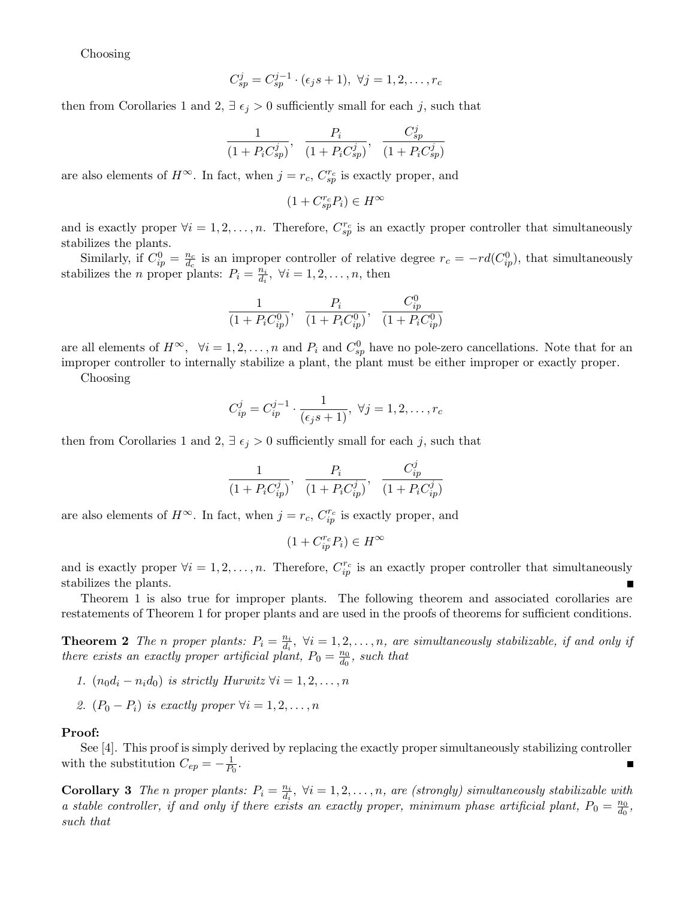Choosing

$$C_{sp}^{j} = C_{sp}^{j-1} \cdot (\epsilon_j s + 1), \ \forall j = 1, 2, \ldots, r_c$$

then from Corollaries 1 and 2, $\exists \ \epsilon_j > 0$ sufficiently small for each $j$, such that

$$\frac{1}{(1 + P_i C_{sp}^{j})}, \ \ \frac{P_i}{(1 + P_i C_{sp}^{j})}, \ \ \frac{C_{sp}^{j}}{(1 + P_i C_{sp}^{j})}$$

are also elements of $H^{\infty}$. In fact, when $j = r_c$, $C_{sp}^{r_c}$ is exactly proper, and

$$(1 + C_{sp}^{r_c} P_i) \in H^{\infty}$$

and is exactly proper $\forall i = 1, 2, \ldots, n$. Therefore, $C_{sp}^{r_c}$ is an exactly proper controller that simultaneously stabilizes the plants.

Similarly, if $C_{ip}^{0} = \frac{n_c}{d_c}$ is an improper controller of relative degree $r_c = -rd(C_{ip}^{0})$, that simultaneously stabilizes the $n$ proper plants: $P_i = \frac{n_i}{d_i}, \ \forall i = 1, 2, \ldots, n$, then

$$\frac{1}{(1 + P_i C_{ip}^{0})}, \ \ \frac{P_i}{(1 + P_i C_{ip}^{0})}, \ \ \frac{C_{ip}^{0}}{(1 + P_i C_{ip}^{0})}$$

are all elements of $H^{\infty}$, $\ \forall i = 1, 2, \ldots, n$ and $P_i$ and $C_{sp}^{0}$ have no pole-zero cancellations. Note that for an improper controller to internally stabilize a plant, the plant must be either improper or exactly proper.

Choosing

$$C_{ip}^{j} = C_{ip}^{j-1} \cdot \frac{1}{(\epsilon_j s + 1)}, \ \forall j = 1, 2, \ldots, r_c$$

then from Corollaries 1 and 2, $\exists \ \epsilon_j > 0$ sufficiently small for each $j$, such that

$$\frac{1}{(1 + P_i C_{ip}^{j})}, \ \ \frac{P_i}{(1 + P_i C_{ip}^{j})}, \ \ \frac{C_{ip}^{j}}{(1 + P_i C_{ip}^{j})}$$

are also elements of $H^{\infty}$. In fact, when $j = r_c$, $C_{ip}^{r_c}$ is exactly proper, and

$$(1 + C_{ip}^{r_c} P_i) \in H^{\infty}$$

and is exactly proper $\forall i = 1, 2, \ldots, n$. Therefore, $C_{ip}^{r_c}$ is an exactly proper controller that simultaneously stabilizes the plants. ■

Theorem 1 is also true for improper plants. The following theorem and associated corollaries are restatements of Theorem 1 for proper plants and are used in the proofs of theorems for sufficient conditions.

**Theorem 2** *The $n$ proper plants: $P_i = \frac{n_i}{d_i}, \ \forall i = 1, 2, \ldots, n$, are simultaneously stabilizable, if and only if there exists an exactly proper artificial plant, $P_0 = \frac{n_0}{d_0}$, such that*

1. *$(n_0 d_i - n_i d_0)$ is strictly Hurwitz $\forall i = 1, 2, \ldots, n$*
2. *$(P_0 - P_i)$ is exactly proper $\forall i = 1, 2, \ldots, n$*

**Proof:**

See [4]. This proof is simply derived by replacing the exactly proper simultaneously stabilizing controller with the substitution $C_{ep} = -\frac{1}{P_0}$. ■

**Corollary 3** *The $n$ proper plants: $P_i = \frac{n_i}{d_i}, \ \forall i = 1, 2, \ldots, n$, are (strongly) simultaneously stabilizable with a stable controller, if and only if there exists an exactly proper, minimum phase artificial plant, $P_0 = \frac{n_0}{d_0}$, such that*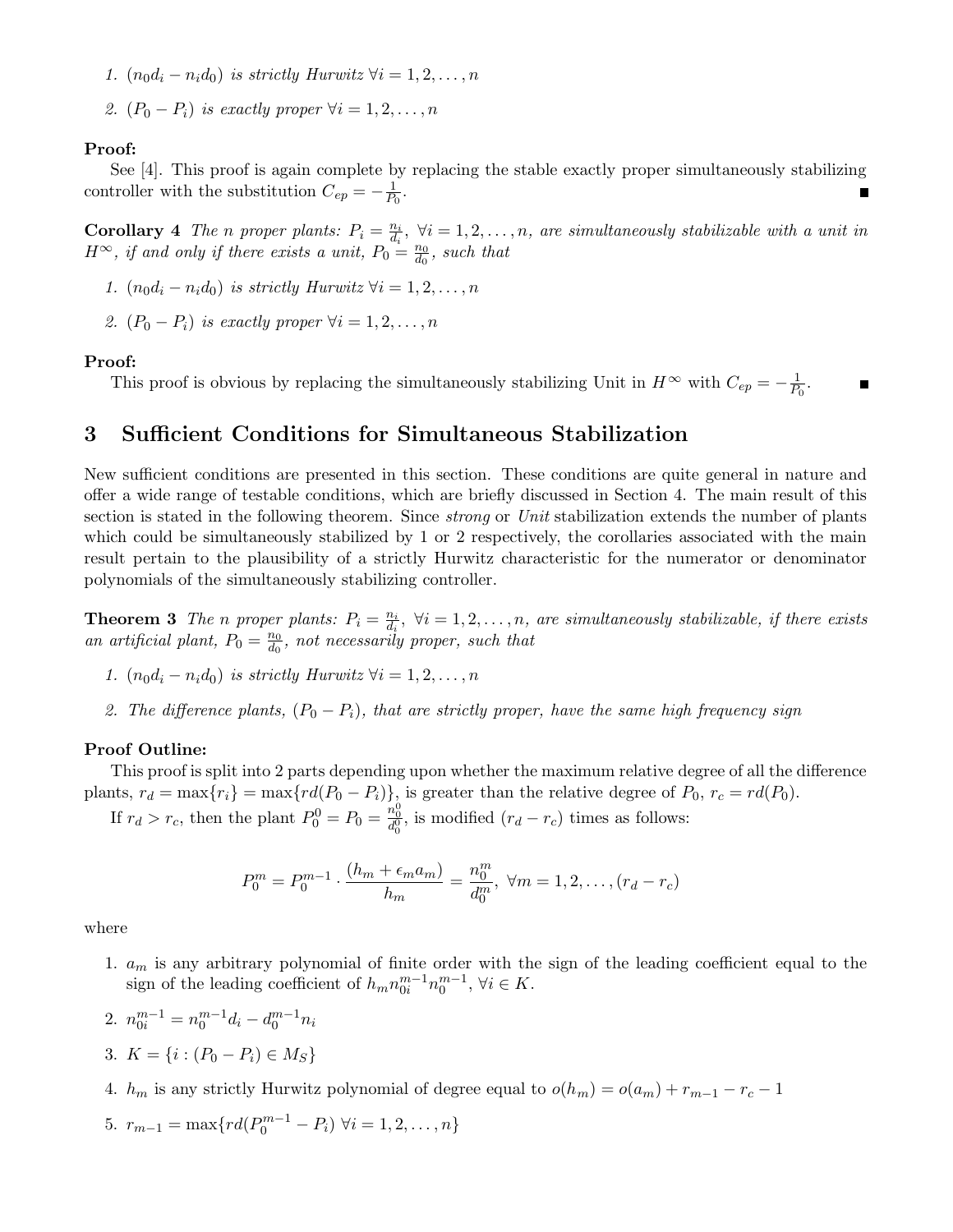1. $(n_0 d_i - n_i d_0)$ *is strictly Hurwitz* $\forall i = 1, 2, \ldots, n$
2. $(P_0 - P_i)$ *is exactly proper* $\forall i = 1, 2, \ldots, n$

**Proof:**

See [4]. This proof is again complete by replacing the stable exactly proper simultaneously stabilizing controller with the substitution $C_{ep} = -\frac{1}{P_0}$. ∎

**Corollary 4** *The n proper plants:* $P_i = \frac{n_i}{d_i}$, $\forall i = 1, 2, \ldots, n$, *are simultaneously stabilizable with a unit in* $H^\infty$, *if and only if there exists a unit,* $P_0 = \frac{n_0}{d_0}$, *such that*

1. $(n_0 d_i - n_i d_0)$ *is strictly Hurwitz* $\forall i = 1, 2, \ldots, n$
2. $(P_0 - P_i)$ *is exactly proper* $\forall i = 1, 2, \ldots, n$

**Proof:**

This proof is obvious by replacing the simultaneously stabilizing Unit in $H^\infty$ with $C_{ep} = -\frac{1}{P_0}$. ∎

# 3 Sufficient Conditions for Simultaneous Stabilization

New sufficient conditions are presented in this section. These conditions are quite general in nature and offer a wide range of testable conditions, which are briefly discussed in Section 4. The main result of this section is stated in the following theorem. Since *strong* or *Unit* stabilization extends the number of plants which could be simultaneously stabilized by 1 or 2 respectively, the corollaries associated with the main result pertain to the plausibility of a strictly Hurwitz characteristic for the numerator or denominator polynomials of the simultaneously stabilizing controller.

**Theorem 3** *The n proper plants:* $P_i = \frac{n_i}{d_i}$, $\forall i = 1, 2, \ldots, n$, *are simultaneously stabilizable, if there exists an artificial plant,* $P_0 = \frac{n_0}{d_0}$, *not necessarily proper, such that*

1. $(n_0 d_i - n_i d_0)$ *is strictly Hurwitz* $\forall i = 1, 2, \ldots, n$
2. *The difference plants,* $(P_0 - P_i)$, *that are strictly proper, have the same high frequency sign*

**Proof Outline:**

This proof is split into 2 parts depending upon whether the maximum relative degree of all the difference plants, $r_d = \max\{r_i\} = \max\{rd(P_0 - P_i)\}$, is greater than the relative degree of $P_0$, $r_c = rd(P_0)$.

If $r_d > r_c$, then the plant $P_0^0 = P_0 = \frac{n_0^0}{d_0^0}$, is modified $(r_d - r_c)$ times as follows:

$$P_0^m = P_0^{m-1} \cdot \frac{(h_m + \epsilon_m a_m)}{h_m} = \frac{n_0^m}{d_0^m}, \ \forall m = 1, 2, \ldots, (r_d - r_c)$$

where

1. $a_m$ is any arbitrary polynomial of finite order with the sign of the leading coefficient equal to the sign of the leading coefficient of $h_m n_{0i}^{m-1} n_0^{m-1}$, $\forall i \in K$.
2. $n_{0i}^{m-1} = n_0^{m-1} d_i - d_0^{m-1} n_i$
3. $K = \{i : (P_0 - P_i) \in M_S\}$
4. $h_m$ is any strictly Hurwitz polynomial of degree equal to $o(h_m) = o(a_m) + r_{m-1} - r_c - 1$
5. $r_{m-1} = \max\{rd(P_0^{m-1} - P_i) \ \forall i = 1, 2, \ldots, n\}$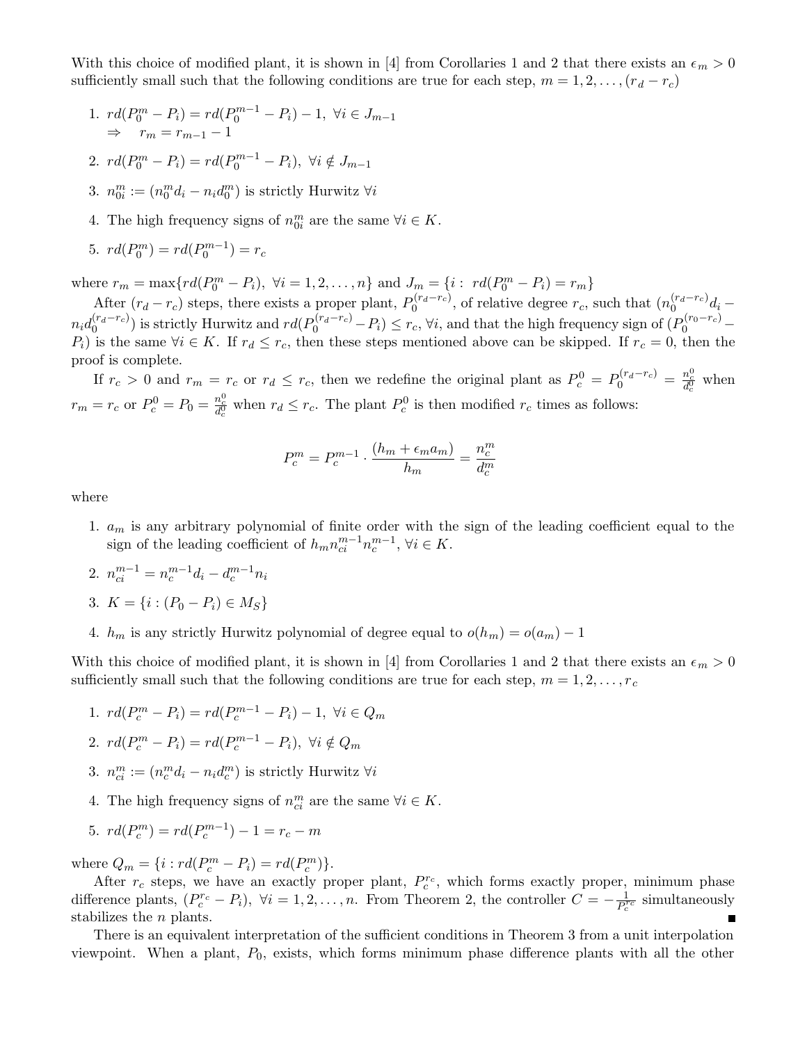With this choice of modified plant, it is shown in [4] from Corollaries 1 and 2 that there exists an $\epsilon_m > 0$ sufficiently small such that the following conditions are true for each step, $m = 1, 2, \ldots, (r_d - r_c)$

1. $rd(P_0^m - P_i) = rd(P_0^{m-1} - P_i) - 1, \ \forall i \in J_{m-1}$
   $\Rightarrow \quad r_m = r_{m-1} - 1$
2. $rd(P_0^m - P_i) = rd(P_0^{m-1} - P_i), \ \forall i \notin J_{m-1}$
3. $n_{0i}^m := (n_0^m d_i - n_i d_0^m)$ is strictly Hurwitz $\forall i$
4. The high frequency signs of $n_{0i}^m$ are the same $\forall i \in K$.
5. $rd(P_0^m) = rd(P_0^{m-1}) = r_c$

where $r_m = \max\{rd(P_0^m - P_i), \ \forall i = 1, 2, \ldots, n\}$ and $J_m = \{i : \ rd(P_0^m - P_i) = r_m\}$

After $(r_d - r_c)$ steps, there exists a proper plant, $P_0^{(r_d - r_c)}$, of relative degree $r_c$, such that $(n_0^{(r_d-r_c)} d_i - n_i d_0^{(r_d-r_c)})$ is strictly Hurwitz and $rd(P_0^{(r_d-r_c)} - P_i) \leq r_c, \forall i$, and that the high frequency sign of $(P_0^{(r_0-r_c)} - P_i)$ is the same $\forall i \in K$. If $r_d \leq r_c$, then these steps mentioned above can be skipped. If $r_c = 0$, then the proof is complete.

If $r_c > 0$ and $r_m = r_c$ or $r_d \leq r_c$, then we redefine the original plant as $P_c^0 = P_0^{(r_d-r_c)} = \frac{n_c^0}{d_c^0}$ when $r_m = r_c$ or $P_c^0 = P_0 = \frac{n_c^0}{d_c^0}$ when $r_d \leq r_c$. The plant $P_c^0$ is then modified $r_c$ times as follows:

$$P_c^m = P_c^{m-1} \cdot \frac{(h_m + \epsilon_m a_m)}{h_m} = \frac{n_c^m}{d_c^m}$$

where

1. $a_m$ is any arbitrary polynomial of finite order with the sign of the leading coefficient equal to the sign of the leading coefficient of $h_m n_{ci}^{m-1} n_c^{m-1}, \forall i \in K$.
2. $n_{ci}^{m-1} = n_c^{m-1} d_i - d_c^{m-1} n_i$
3. $K = \{i : (P_0 - P_i) \in M_S\}$
4. $h_m$ is any strictly Hurwitz polynomial of degree equal to $o(h_m) = o(a_m) - 1$

With this choice of modified plant, it is shown in [4] from Corollaries 1 and 2 that there exists an $\epsilon_m > 0$ sufficiently small such that the following conditions are true for each step, $m = 1, 2, \ldots, r_c$

1. $rd(P_c^m - P_i) = rd(P_c^{m-1} - P_i) - 1, \ \forall i \in Q_m$
2. $rd(P_c^m - P_i) = rd(P_c^{m-1} - P_i), \ \forall i \notin Q_m$
3. $n_{ci}^m := (n_c^m d_i - n_i d_c^m)$ is strictly Hurwitz $\forall i$
4. The high frequency signs of $n_{ci}^m$ are the same $\forall i \in K$.
5. $rd(P_c^m) = rd(P_c^{m-1}) - 1 = r_c - m$

where $Q_m = \{i : rd(P_c^m - P_i) = rd(P_c^m)\}$.

After $r_c$ steps, we have an exactly proper plant, $P_c^{r_c}$, which forms exactly proper, minimum phase difference plants, $(P_c^{r_c} - P_i), \ \forall i = 1, 2, \ldots, n$. From Theorem 2, the controller $C = -\frac{1}{P_c^{r_c}}$ simultaneously stabilizes the $n$ plants. ∎

There is an equivalent interpretation of the sufficient conditions in Theorem 3 from a unit interpolation viewpoint. When a plant, $P_0$, exists, which forms minimum phase difference plants with all the other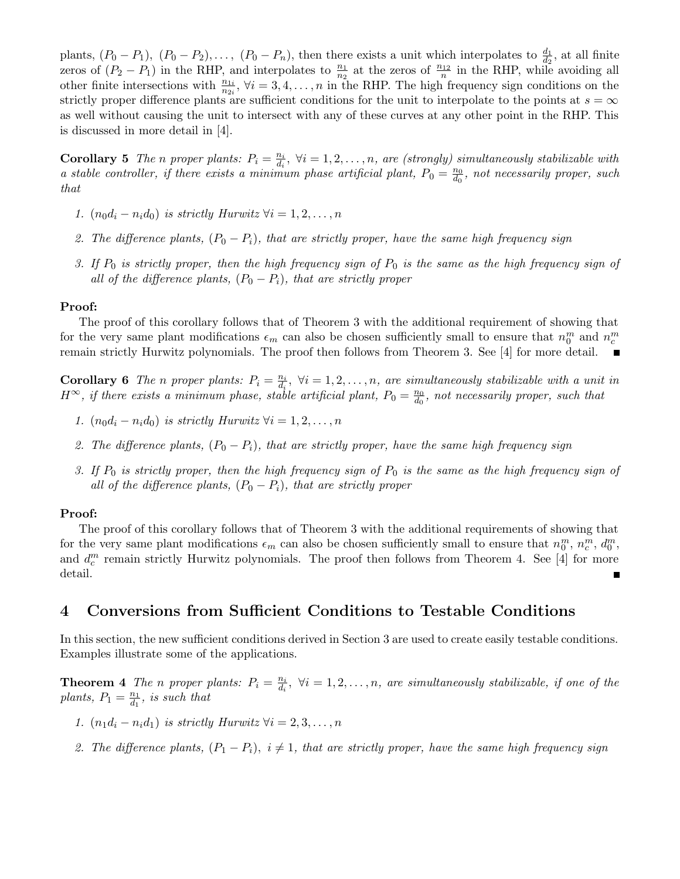plants, $(P_0 - P_1)$, $(P_0 - P_2), \ldots,$ $(P_0 - P_n)$, then there exists a unit which interpolates to $\frac{d_1}{d_2}$, at all finite zeros of $(P_2 - P_1)$ in the RHP, and interpolates to $\frac{n_1}{n_2}$ at the zeros of $\frac{n_{12}}{n}$ in the RHP, while avoiding all other finite intersections with $\frac{n_{1i}}{n_{2i}}$, $\forall i = 3, 4, \ldots, n$ in the RHP. The high frequency sign conditions on the strictly proper difference plants are sufficient conditions for the unit to interpolate to the points at $s = \infty$ as well without causing the unit to intersect with any of these curves at any other point in the RHP. This is discussed in more detail in [4].

**Corollary 5** *The n proper plants: $P_i = \frac{n_i}{d_i}$, $\forall i = 1, 2, \ldots, n$, are (strongly) simultaneously stabilizable with a stable controller, if there exists a minimum phase artificial plant, $P_0 = \frac{n_0}{d_0}$, not necessarily proper, such that*

1. *$(n_0 d_i - n_i d_0)$ is strictly Hurwitz $\forall i = 1, 2, \ldots, n$*
2. *The difference plants, $(P_0 - P_i)$, that are strictly proper, have the same high frequency sign*
3. *If $P_0$ is strictly proper, then the high frequency sign of $P_0$ is the same as the high frequency sign of all of the difference plants, $(P_0 - P_i)$, that are strictly proper*

**Proof:**

The proof of this corollary follows that of Theorem 3 with the additional requirement of showing that for the very same plant modifications $\epsilon_m$ can also be chosen sufficiently small to ensure that $n_0^m$ and $n_c^m$ remain strictly Hurwitz polynomials. The proof then follows from Theorem 3. See [4] for more detail. ∎

**Corollary 6** *The n proper plants: $P_i = \frac{n_i}{d_i}$, $\forall i = 1, 2, \ldots, n$, are simultaneously stabilizable with a unit in $H^\infty$, if there exists a minimum phase, stable artificial plant, $P_0 = \frac{n_0}{d_0}$, not necessarily proper, such that*

1. *$(n_0 d_i - n_i d_0)$ is strictly Hurwitz $\forall i = 1, 2, \ldots, n$*
2. *The difference plants, $(P_0 - P_i)$, that are strictly proper, have the same high frequency sign*
3. *If $P_0$ is strictly proper, then the high frequency sign of $P_0$ is the same as the high frequency sign of all of the difference plants, $(P_0 - P_i)$, that are strictly proper*

**Proof:**

The proof of this corollary follows that of Theorem 3 with the additional requirements of showing that for the very same plant modifications $\epsilon_m$ can also be chosen sufficiently small to ensure that $n_0^m$, $n_c^m$, $d_0^m$, and $d_c^m$ remain strictly Hurwitz polynomials. The proof then follows from Theorem 4. See [4] for more detail. ∎

## 4 Conversions from Sufficient Conditions to Testable Conditions

In this section, the new sufficient conditions derived in Section 3 are used to create easily testable conditions. Examples illustrate some of the applications.

**Theorem 4** *The n proper plants: $P_i = \frac{n_i}{d_i}$, $\forall i = 1, 2, \ldots, n$, are simultaneously stabilizable, if one of the plants, $P_1 = \frac{n_1}{d_1}$, is such that*

1. *$(n_1 d_i - n_i d_1)$ is strictly Hurwitz $\forall i = 2, 3, \ldots, n$*
2. *The difference plants, $(P_1 - P_i)$, $i \neq 1$, that are strictly proper, have the same high frequency sign*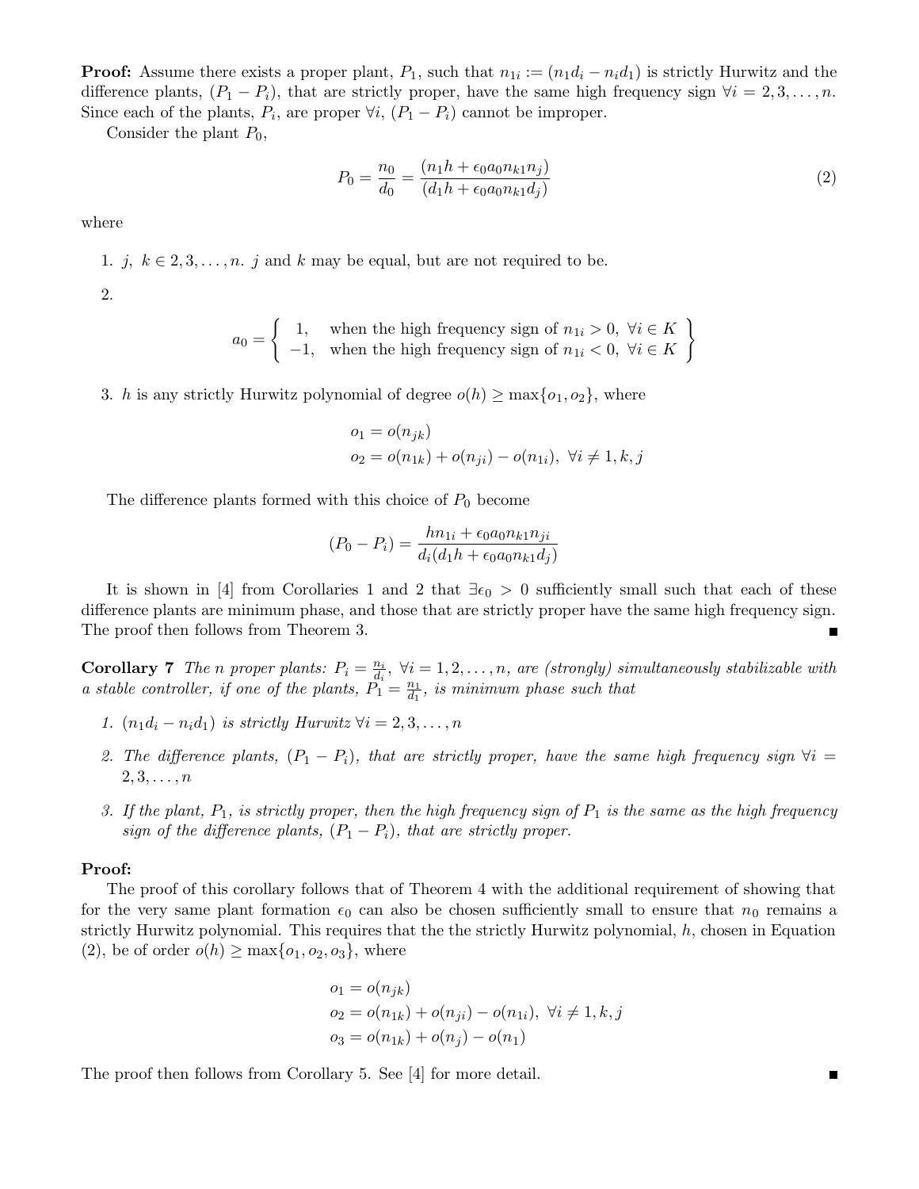**Proof:** Assume there exists a proper plant, $P_1$, such that $n_{1i} := (n_1 d_i - n_i d_1)$ is strictly Hurwitz and the difference plants, $(P_1 - P_i)$, that are strictly proper, have the same high frequency sign $\forall i = 2, 3, \ldots, n$. Since each of the plants, $P_i$, are proper $\forall i$, $(P_1 - P_i)$ cannot be improper.

Consider the plant $P_0$,

$$P_0 = \frac{n_0}{d_0} = \frac{(n_1 h + \epsilon_0 a_0 n_{k1} n_j)}{(d_1 h + \epsilon_0 a_0 n_{k1} d_j)} \tag{2}$$

where

1. $j,\ k \in 2, 3, \ldots, n$. $j$ and $k$ may be equal, but are not required to be.
2. $$a_0 = \left\{ \begin{array}{ll} 1, & \text{when the high frequency sign of } n_{1i} > 0,\ \forall i \in K \\ -1, & \text{when the high frequency sign of } n_{1i} < 0,\ \forall i \in K \end{array} \right\}$$
3. $h$ is any strictly Hurwitz polynomial of degree $o(h) \geq \max\{o_1, o_2\}$, where

$$\begin{aligned} o_1 &= o(n_{jk}) \\ o_2 &= o(n_{1k}) + o(n_{ji}) - o(n_{1i}),\ \forall i \neq 1, k, j \end{aligned}$$

The difference plants formed with this choice of $P_0$ become

$$(P_0 - P_i) = \frac{h n_{1i} + \epsilon_0 a_0 n_{k1} n_{ji}}{d_i (d_1 h + \epsilon_0 a_0 n_{k1} d_j)}$$

It is shown in [4] from Corollaries 1 and 2 that $\exists \epsilon_0 > 0$ sufficiently small such that each of these difference plants are minimum phase, and those that are strictly proper have the same high frequency sign. The proof then follows from Theorem 3. ∎

**Corollary 7** *The $n$ proper plants: $P_i = \frac{n_i}{d_i},\ \forall i = 1, 2, \ldots, n$, are (strongly) simultaneously stabilizable with a stable controller, if one of the plants, $P_1 = \frac{n_1}{d_1}$, is minimum phase such that*

1. *$(n_1 d_i - n_i d_1)$ is strictly Hurwitz $\forall i = 2, 3, \ldots, n$*
2. *The difference plants, $(P_1 - P_i)$, that are strictly proper, have the same high frequency sign $\forall i = 2, 3, \ldots, n$*
3. *If the plant, $P_1$, is strictly proper, then the high frequency sign of $P_1$ is the same as the high frequency sign of the difference plants, $(P_1 - P_i)$, that are strictly proper.*

**Proof:**

The proof of this corollary follows that of Theorem 4 with the additional requirement of showing that for the very same plant formation $\epsilon_0$ can also be chosen sufficiently small to ensure that $n_0$ remains a strictly Hurwitz polynomial. This requires that the the strictly Hurwitz polynomial, $h$, chosen in Equation (2), be of order $o(h) \geq \max\{o_1, o_2, o_3\}$, where

$$\begin{aligned} o_1 &= o(n_{jk}) \\ o_2 &= o(n_{1k}) + o(n_{ji}) - o(n_{1i}),\ \forall i \neq 1, k, j \\ o_3 &= o(n_{1k}) + o(n_j) - o(n_1) \end{aligned}$$

The proof then follows from Corollary 5. See [4] for more detail. ∎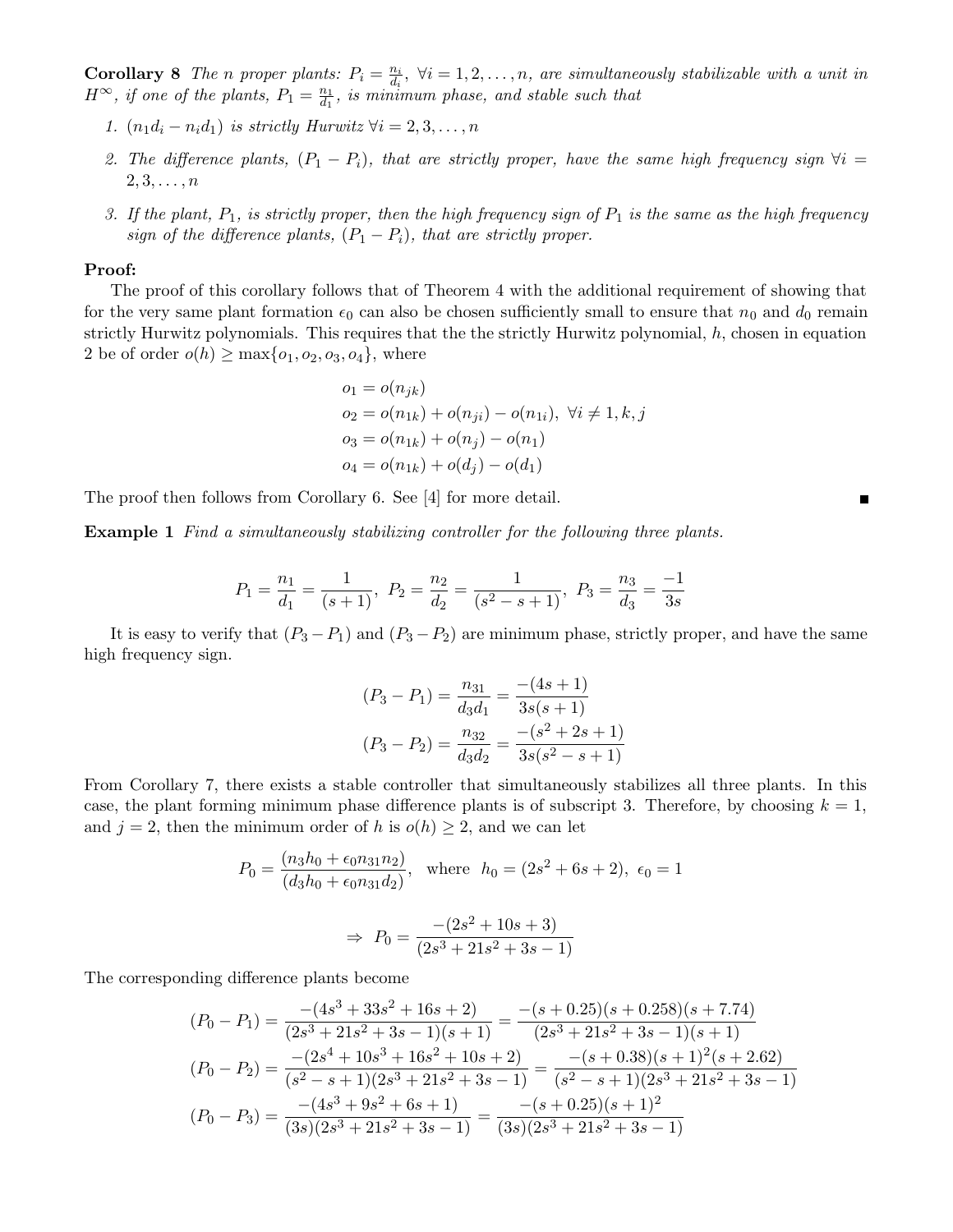**Corollary 8** *The $n$ proper plants: $P_i = \frac{n_i}{d_i}$, $\forall i = 1, 2, \ldots, n$, are simultaneously stabilizable with a unit in $H^\infty$, if one of the plants, $P_1 = \frac{n_1}{d_1}$, is minimum phase, and stable such that*

1. *$(n_1 d_i - n_i d_1)$ is strictly Hurwitz $\forall i = 2, 3, \ldots, n$*
2. *The difference plants, $(P_1 - P_i)$, that are strictly proper, have the same high frequency sign $\forall i = 2, 3, \ldots, n$*
3. *If the plant, $P_1$, is strictly proper, then the high frequency sign of $P_1$ is the same as the high frequency sign of the difference plants, $(P_1 - P_i)$, that are strictly proper.*

**Proof:**

The proof of this corollary follows that of Theorem 4 with the additional requirement of showing that for the very same plant formation $\epsilon_0$ can also be chosen sufficiently small to ensure that $n_0$ and $d_0$ remain strictly Hurwitz polynomials. This requires that the the strictly Hurwitz polynomial, $h$, chosen in equation 2 be of order $o(h) \geq \max\{o_1, o_2, o_3, o_4\}$, where

$$
\begin{aligned}
o_1 &= o(n_{jk}) \\
o_2 &= o(n_{1k}) + o(n_{ji}) - o(n_{1i}), \ \forall i \neq 1, k, j \\
o_3 &= o(n_{1k}) + o(n_j) - o(n_1) \\
o_4 &= o(n_{1k}) + o(d_j) - o(d_1)
\end{aligned}
$$

The proof then follows from Corollary 6. See [4] for more detail. ■

**Example 1** *Find a simultaneously stabilizing controller for the following three plants.*

$$
P_1 = \frac{n_1}{d_1} = \frac{1}{(s+1)}, \ P_2 = \frac{n_2}{d_2} = \frac{1}{(s^2 - s + 1)}, \ P_3 = \frac{n_3}{d_3} = \frac{-1}{3s}
$$

It is easy to verify that $(P_3 - P_1)$ and $(P_3 - P_2)$ are minimum phase, strictly proper, and have the same high frequency sign.

$$
\begin{aligned}
(P_3 - P_1) &= \frac{n_{31}}{d_3 d_1} = \frac{-(4s+1)}{3s(s+1)} \\
(P_3 - P_2) &= \frac{n_{32}}{d_3 d_2} = \frac{-(s^2 + 2s + 1)}{3s(s^2 - s + 1)}
\end{aligned}
$$

From Corollary 7, there exists a stable controller that simultaneously stabilizes all three plants. In this case, the plant forming minimum phase difference plants is of subscript 3. Therefore, by choosing $k = 1$, and $j = 2$, then the minimum order of $h$ is $o(h) \geq 2$, and we can let

$$
P_0 = \frac{(n_3 h_0 + \epsilon_0 n_{31} n_2)}{(d_3 h_0 + \epsilon_0 n_{31} d_2)}, \quad \text{where} \ \ h_0 = (2s^2 + 6s + 2), \ \epsilon_0 = 1
$$

$$
\Rightarrow \ P_0 = \frac{-(2s^2 + 10s + 3)}{(2s^3 + 21s^2 + 3s - 1)}
$$

The corresponding difference plants become

$$
\begin{aligned}
(P_0 - P_1) &= \frac{-(4s^3 + 33s^2 + 16s + 2)}{(2s^3 + 21s^2 + 3s - 1)(s+1)} = \frac{-(s+0.25)(s+0.258)(s+7.74)}{(2s^3 + 21s^2 + 3s - 1)(s+1)} \\
(P_0 - P_2) &= \frac{-(2s^4 + 10s^3 + 16s^2 + 10s + 2)}{(s^2 - s + 1)(2s^3 + 21s^2 + 3s - 1)} = \frac{-(s+0.38)(s+1)^2(s+2.62)}{(s^2 - s + 1)(2s^3 + 21s^2 + 3s - 1)} \\
(P_0 - P_3) &= \frac{-(4s^3 + 9s^2 + 6s + 1)}{(3s)(2s^3 + 21s^2 + 3s - 1)} = \frac{-(s+0.25)(s+1)^2}{(3s)(2s^3 + 21s^2 + 3s - 1)}
\end{aligned}
$$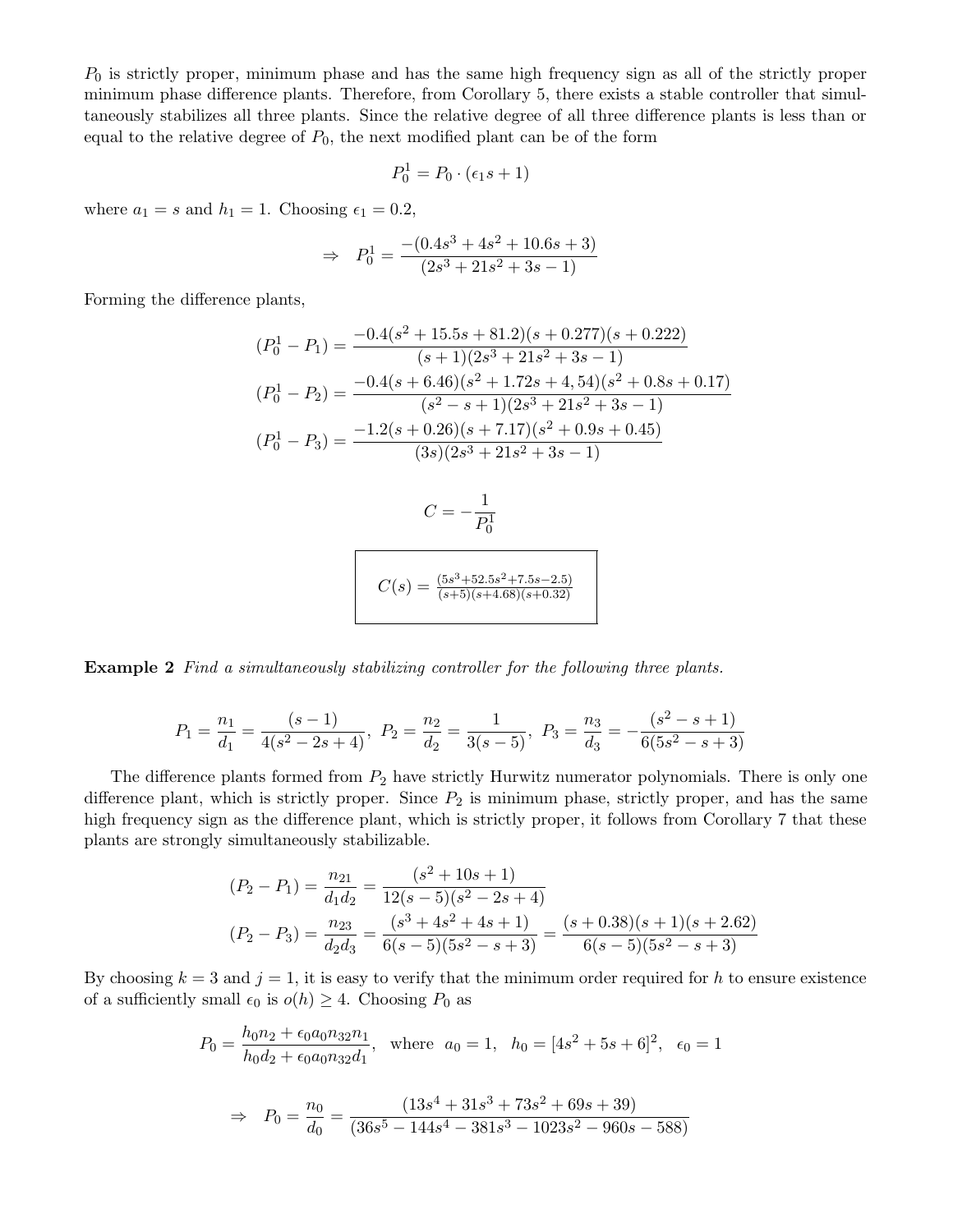$P_0$ is strictly proper, minimum phase and has the same high frequency sign as all of the strictly proper minimum phase difference plants. Therefore, from Corollary 5, there exists a stable controller that simultaneously stabilizes all three plants. Since the relative degree of all three difference plants is less than or equal to the relative degree of $P_0$, the next modified plant can be of the form

$$P_0^1 = P_0 \cdot (\epsilon_1 s + 1)$$

where $a_1 = s$ and $h_1 = 1$. Choosing $\epsilon_1 = 0.2$,

$$\Rightarrow \quad P_0^1 = \frac{-(0.4s^3 + 4s^2 + 10.6s + 3)}{(2s^3 + 21s^2 + 3s - 1)}$$

Forming the difference plants,

$$(P_0^1 - P_1) = \frac{-0.4(s^2 + 15.5s + 81.2)(s + 0.277)(s + 0.222)}{(s + 1)(2s^3 + 21s^2 + 3s - 1)}$$

$$(P_0^1 - P_2) = \frac{-0.4(s + 6.46)(s^2 + 1.72s + 4, 54)(s^2 + 0.8s + 0.17)}{(s^2 - s + 1)(2s^3 + 21s^2 + 3s - 1)}$$

$$(P_0^1 - P_3) = \frac{-1.2(s + 0.26)(s + 7.17)(s^2 + 0.9s + 0.45)}{(3s)(2s^3 + 21s^2 + 3s - 1)}$$

$$C = -\frac{1}{P_0^1}$$

$$\boxed{C(s) = \frac{(5s^3 + 52.5s^2 + 7.5s - 2.5)}{(s + 5)(s + 4.68)(s + 0.32)}}$$

**Example 2** *Find a simultaneously stabilizing controller for the following three plants.*

$$P_1 = \frac{n_1}{d_1} = \frac{(s - 1)}{4(s^2 - 2s + 4)}, \; P_2 = \frac{n_2}{d_2} = \frac{1}{3(s - 5)}, \; P_3 = \frac{n_3}{d_3} = -\frac{(s^2 - s + 1)}{6(5s^2 - s + 3)}$$

The difference plants formed from $P_2$ have strictly Hurwitz numerator polynomials. There is only one difference plant, which is strictly proper. Since $P_2$ is minimum phase, strictly proper, and has the same high frequency sign as the difference plant, which is strictly proper, it follows from Corollary 7 that these plants are strongly simultaneously stabilizable.

$$(P_2 - P_1) = \frac{n_{21}}{d_1 d_2} = \frac{(s^2 + 10s + 1)}{12(s - 5)(s^2 - 2s + 4)}$$

$$(P_2 - P_3) = \frac{n_{23}}{d_2 d_3} = \frac{(s^3 + 4s^2 + 4s + 1)}{6(s - 5)(5s^2 - s + 3)} = \frac{(s + 0.38)(s + 1)(s + 2.62)}{6(s - 5)(5s^2 - s + 3)}$$

By choosing $k = 3$ and $j = 1$, it is easy to verify that the minimum order required for $h$ to ensure existence of a sufficiently small $\epsilon_0$ is $o(h) \geq 4$. Choosing $P_0$ as

$$P_0 = \frac{h_0 n_2 + \epsilon_0 a_0 n_{32} n_1}{h_0 d_2 + \epsilon_0 a_0 n_{32} d_1}, \quad \text{where} \;\; a_0 = 1, \;\; h_0 = [4s^2 + 5s + 6]^2, \;\; \epsilon_0 = 1$$

$$\Rightarrow \quad P_0 = \frac{n_0}{d_0} = \frac{(13s^4 + 31s^3 + 73s^2 + 69s + 39)}{(36s^5 - 144s^4 - 381s^3 - 1023s^2 - 960s - 588)}$$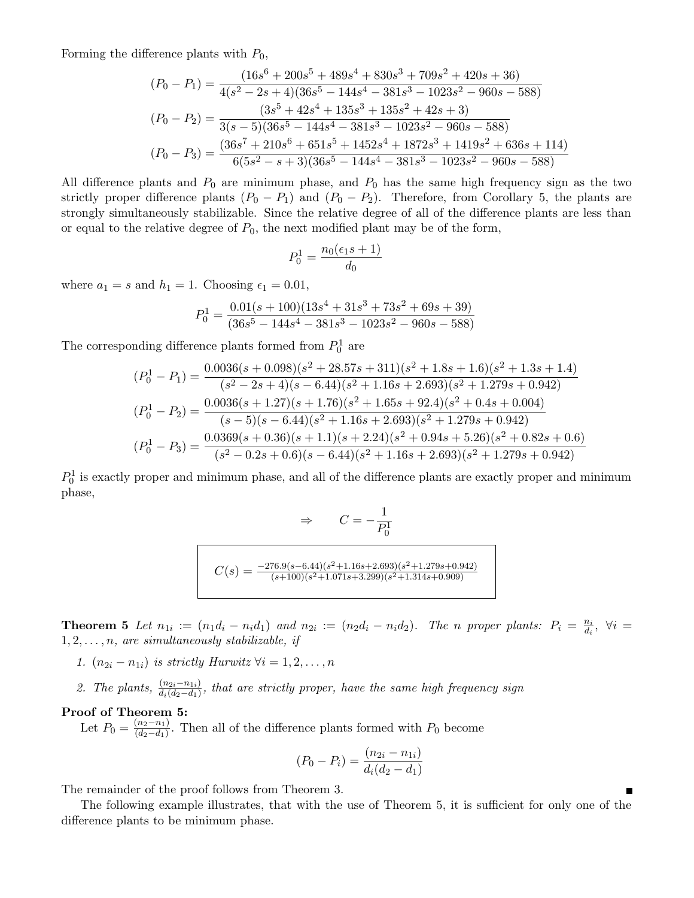Forming the difference plants with $P_0$,

$$(P_0 - P_1) = \frac{(16s^6 + 200s^5 + 489s^4 + 830s^3 + 709s^2 + 420s + 36)}{4(s^2 - 2s + 4)(36s^5 - 144s^4 - 381s^3 - 1023s^2 - 960s - 588)}$$

$$(P_0 - P_2) = \frac{(3s^5 + 42s^4 + 135s^3 + 135s^2 + 42s + 3)}{3(s-5)(36s^5 - 144s^4 - 381s^3 - 1023s^2 - 960s - 588)}$$

$$(P_0 - P_3) = \frac{(36s^7 + 210s^6 + 651s^5 + 1452s^4 + 1872s^3 + 1419s^2 + 636s + 114)}{6(5s^2 - s + 3)(36s^5 - 144s^4 - 381s^3 - 1023s^2 - 960s - 588)}$$

All difference plants and $P_0$ are minimum phase, and $P_0$ has the same high frequency sign as the two strictly proper difference plants $(P_0 - P_1)$ and $(P_0 - P_2)$. Therefore, from Corollary 5, the plants are strongly simultaneously stabilizable. Since the relative degree of all of the difference plants are less than or equal to the relative degree of $P_0$, the next modified plant may be of the form,

$$P_0^1 = \frac{n_0(\epsilon_1 s + 1)}{d_0}$$

where $a_1 = s$ and $h_1 = 1$. Choosing $\epsilon_1 = 0.01$,

$$P_0^1 = \frac{0.01(s + 100)(13s^4 + 31s^3 + 73s^2 + 69s + 39)}{(36s^5 - 144s^4 - 381s^3 - 1023s^2 - 960s - 588)}$$

The corresponding difference plants formed from $P_0^1$ are

$$(P_0^1 - P_1) = \frac{0.0036(s + 0.098)(s^2 + 28.57s + 311)(s^2 + 1.8s + 1.6)(s^2 + 1.3s + 1.4)}{(s^2 - 2s + 4)(s - 6.44)(s^2 + 1.16s + 2.693)(s^2 + 1.279s + 0.942)}$$

$$(P_0^1 - P_2) = \frac{0.0036(s + 1.27)(s + 1.76)(s^2 + 1.65s + 92.4)(s^2 + 0.4s + 0.004)}{(s - 5)(s - 6.44)(s^2 + 1.16s + 2.693)(s^2 + 1.279s + 0.942)}$$

$$(P_0^1 - P_3) = \frac{0.0369(s + 0.36)(s + 1.1)(s + 2.24)(s^2 + 0.94s + 5.26)(s^2 + 0.82s + 0.6)}{(s^2 - 0.2s + 0.6)(s - 6.44)(s^2 + 1.16s + 2.693)(s^2 + 1.279s + 0.942)}$$

$P_0^1$ is exactly proper and minimum phase, and all of the difference plants are exactly proper and minimum phase,

$$\Rightarrow \qquad C = -\frac{1}{P_0^1}$$

$$\boxed{C(s) = \frac{-276.9(s-6.44)(s^2+1.16s+2.693)(s^2+1.279s+0.942)}{(s+100)(s^2+1.071s+3.299)(s^2+1.314s+0.909)}}$$

**Theorem 5** *Let $n_{1i} := (n_1 d_i - n_i d_1)$ and $n_{2i} := (n_2 d_i - n_i d_2)$. The $n$ proper plants: $P_i = \frac{n_i}{d_i}$, $\forall i = 1, 2, \ldots, n$, are simultaneously stabilizable, if*

1. *$(n_{2i} - n_{1i})$ is strictly Hurwitz $\forall i = 1, 2, \ldots, n$*
2. *The plants, $\frac{(n_{2i} - n_{1i})}{d_i(d_2 - d_1)}$, that are strictly proper, have the same high frequency sign*

**Proof of Theorem 5:**
Let $P_0 = \frac{(n_2 - n_1)}{(d_2 - d_1)}$. Then all of the difference plants formed with $P_0$ become

$$(P_0 - P_i) = \frac{(n_{2i} - n_{1i})}{d_i(d_2 - d_1)}$$

The remainder of the proof follows from Theorem 3. ∎

The following example illustrates, that with the use of Theorem 5, it is sufficient for only one of the difference plants to be minimum phase.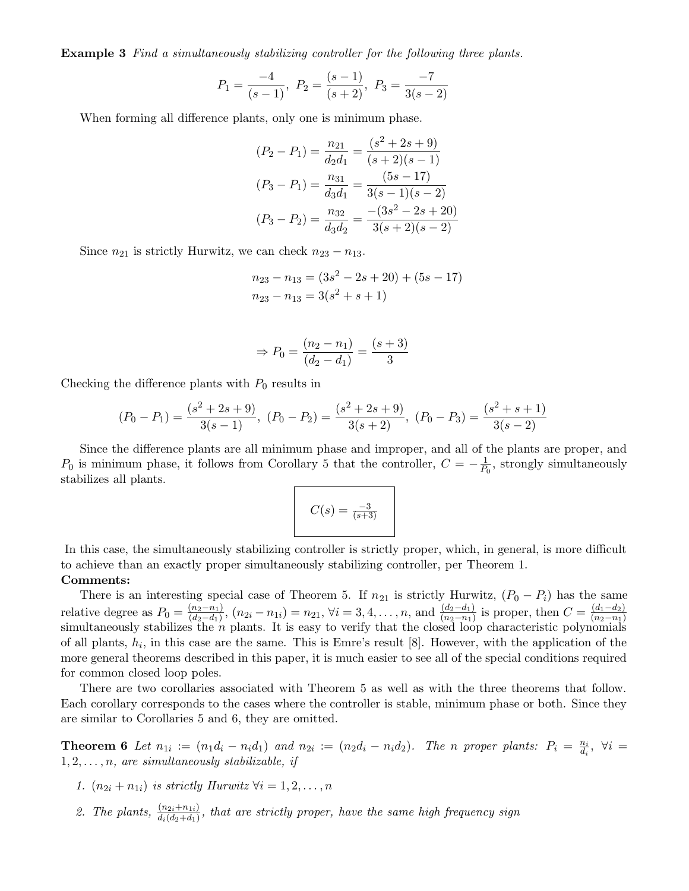**Example 3** *Find a simultaneously stabilizing controller for the following three plants.*

$$P_1 = \frac{-4}{(s-1)},\ P_2 = \frac{(s-1)}{(s+2)},\ P_3 = \frac{-7}{3(s-2)}$$

When forming all difference plants, only one is minimum phase.

$$(P_2 - P_1) = \frac{n_{21}}{d_2 d_1} = \frac{(s^2+2s+9)}{(s+2)(s-1)}$$
$$(P_3 - P_1) = \frac{n_{31}}{d_3 d_1} = \frac{(5s-17)}{3(s-1)(s-2)}$$
$$(P_3 - P_2) = \frac{n_{32}}{d_3 d_2} = \frac{-(3s^2-2s+20)}{3(s+2)(s-2)}$$

Since $n_{21}$ is strictly Hurwitz, we can check $n_{23} - n_{13}$.

$$n_{23} - n_{13} = (3s^2-2s+20) + (5s-17)$$
$$n_{23} - n_{13} = 3(s^2+s+1)$$

$$\Rightarrow P_0 = \frac{(n_2-n_1)}{(d_2-d_1)} = \frac{(s+3)}{3}$$

Checking the difference plants with $P_0$ results in

$$(P_0 - P_1) = \frac{(s^2+2s+9)}{3(s-1)},\ (P_0 - P_2) = \frac{(s^2+2s+9)}{3(s+2)},\ (P_0 - P_3) = \frac{(s^2+s+1)}{3(s-2)}$$

Since the difference plants are all minimum phase and improper, and all of the plants are proper, and $P_0$ is minimum phase, it follows from Corollary 5 that the controller, $C = -\frac{1}{P_0}$, strongly simultaneously stabilizes all plants.

$$\boxed{C(s) = \frac{-3}{(s+3)}}$$

In this case, the simultaneously stabilizing controller is strictly proper, which, in general, is more difficult to achieve than an exactly proper simultaneously stabilizing controller, per Theorem 1.

**Comments:**

There is an interesting special case of Theorem 5. If $n_{21}$ is strictly Hurwitz, $(P_0 - P_i)$ has the same relative degree as $P_0 = \frac{(n_2-n_1)}{(d_2-d_1)}$, $(n_{2i} - n_{1i}) = n_{21}$, $\forall i = 3, 4, \ldots, n$, and $\frac{(d_2-d_1)}{(n_2-n_1)}$ is proper, then $C = \frac{(d_1-d_2)}{(n_2-n_1)}$ simultaneously stabilizes the $n$ plants. It is easy to verify that the closed loop characteristic polynomials of all plants, $h_i$, in this case are the same. This is Emre's result [8]. However, with the application of the more general theorems described in this paper, it is much easier to see all of the special conditions required for common closed loop poles.

There are two corollaries associated with Theorem 5 as well as with the three theorems that follow. Each corollary corresponds to the cases where the controller is stable, minimum phase or both. Since they are similar to Corollaries 5 and 6, they are omitted.

**Theorem 6** *Let $n_{1i} := (n_1 d_i - n_i d_1)$ and $n_{2i} := (n_2 d_i - n_i d_2)$. The $n$ proper plants: $P_i = \frac{n_i}{d_i}$, $\forall i = 1, 2, \ldots, n$, are simultaneously stabilizable, if*

1. *$(n_{2i} + n_{1i})$ is strictly Hurwitz $\forall i = 1, 2, \ldots, n$*
2. *The plants, $\frac{(n_{2i}+n_{1i})}{d_i(d_2+d_1)}$, that are strictly proper, have the same high frequency sign*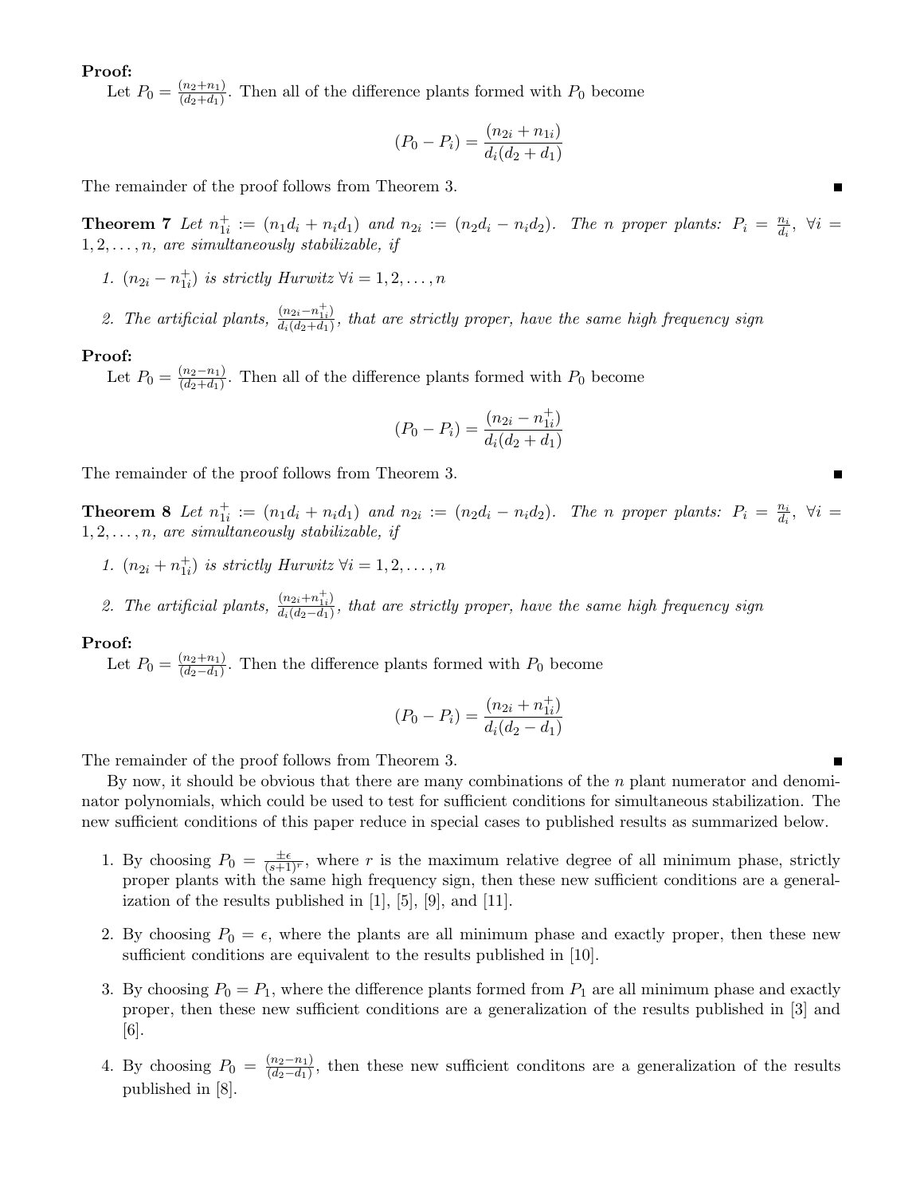**Proof:**
Let $P_0 = \frac{(n_2+n_1)}{(d_2+d_1)}$. Then all of the difference plants formed with $P_0$ become

$$(P_0 - P_i) = \frac{(n_{2i} + n_{1i})}{d_i(d_2 + d_1)}$$

The remainder of the proof follows from Theorem 3. ∎

**Theorem 7** *Let $n_{1i}^+ := (n_1 d_i + n_i d_1)$ and $n_{2i} := (n_2 d_i - n_i d_2)$. The $n$ proper plants: $P_i = \frac{n_i}{d_i}$, $\forall i = 1, 2, \ldots, n$, are simultaneously stabilizable, if*

1. *$(n_{2i} - n_{1i}^+)$ is strictly Hurwitz $\forall i = 1, 2, \ldots, n$*
2. *The artificial plants, $\frac{(n_{2i} - n_{1i}^+)}{d_i(d_2+d_1)}$, that are strictly proper, have the same high frequency sign*

**Proof:**
Let $P_0 = \frac{(n_2-n_1)}{(d_2+d_1)}$. Then all of the difference plants formed with $P_0$ become

$$(P_0 - P_i) = \frac{(n_{2i} - n_{1i}^+)}{d_i(d_2 + d_1)}$$

The remainder of the proof follows from Theorem 3. ∎

**Theorem 8** *Let $n_{1i}^+ := (n_1 d_i + n_i d_1)$ and $n_{2i} := (n_2 d_i - n_i d_2)$. The $n$ proper plants: $P_i = \frac{n_i}{d_i}$, $\forall i = 1, 2, \ldots, n$, are simultaneously stabilizable, if*

1. *$(n_{2i} + n_{1i}^+)$ is strictly Hurwitz $\forall i = 1, 2, \ldots, n$*
2. *The artificial plants, $\frac{(n_{2i} + n_{1i}^+)}{d_i(d_2-d_1)}$, that are strictly proper, have the same high frequency sign*

**Proof:**
Let $P_0 = \frac{(n_2+n_1)}{(d_2-d_1)}$. Then the difference plants formed with $P_0$ become

$$(P_0 - P_i) = \frac{(n_{2i} + n_{1i}^+)}{d_i(d_2 - d_1)}$$

The remainder of the proof follows from Theorem 3. ∎

By now, it should be obvious that there are many combinations of the $n$ plant numerator and denominator polynomials, which could be used to test for sufficient conditions for simultaneous stabilization. The new sufficient conditions of this paper reduce in special cases to published results as summarized below.

1. By choosing $P_0 = \frac{\pm\epsilon}{(s+1)^r}$, where $r$ is the maximum relative degree of all minimum phase, strictly proper plants with the same high frequency sign, then these new sufficient conditions are a generalization of the results published in [1], [5], [9], and [11].
2. By choosing $P_0 = \epsilon$, where the plants are all minimum phase and exactly proper, then these new sufficient conditions are equivalent to the results published in [10].
3. By choosing $P_0 = P_1$, where the difference plants formed from $P_1$ are all minimum phase and exactly proper, then these new sufficient conditions are a generalization of the results published in [3] and [6].
4. By choosing $P_0 = \frac{(n_2-n_1)}{(d_2-d_1)}$, then these new sufficient conditons are a generalization of the results published in [8].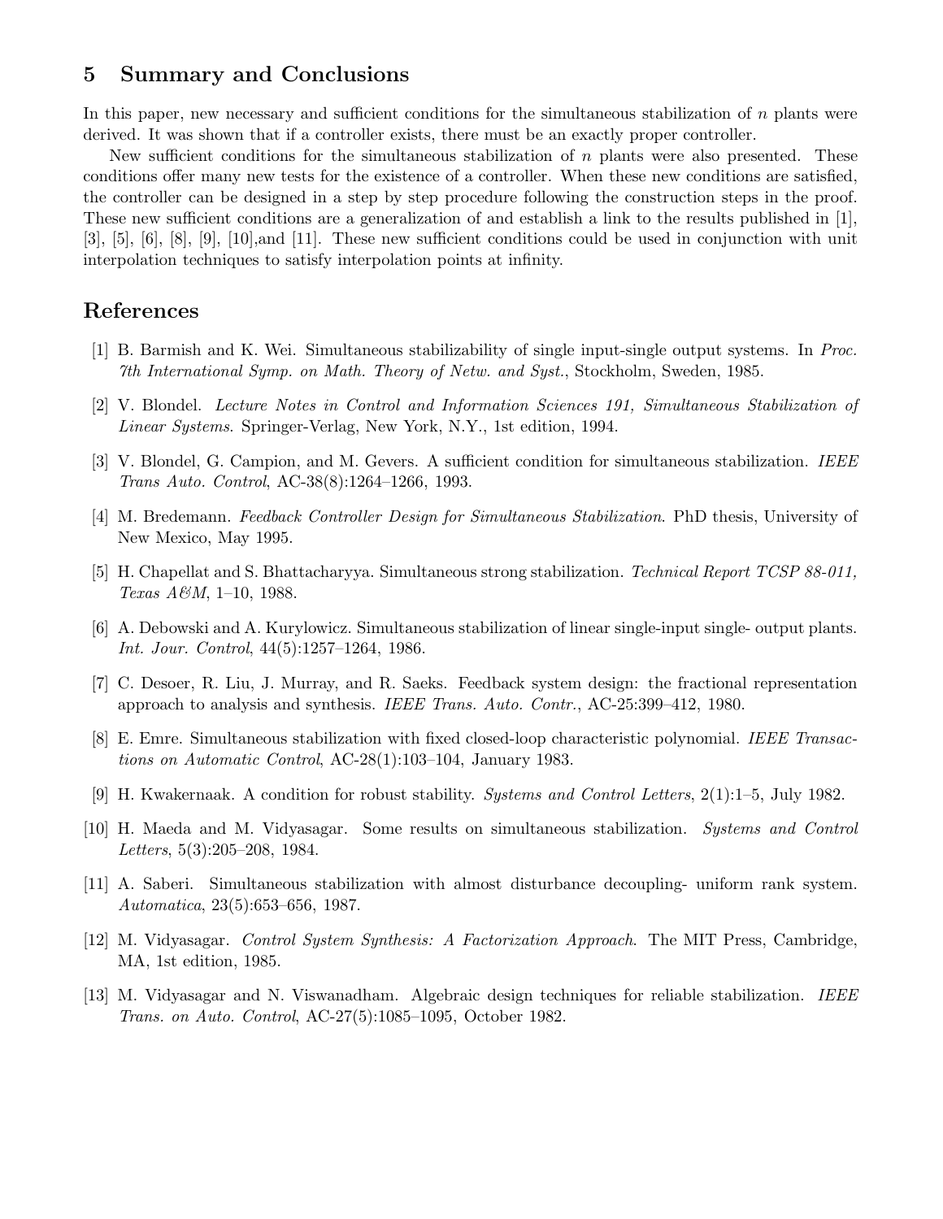## 5 Summary and Conclusions

In this paper, new necessary and sufficient conditions for the simultaneous stabilization of $n$ plants were derived. It was shown that if a controller exists, there must be an exactly proper controller.

New sufficient conditions for the simultaneous stabilization of $n$ plants were also presented. These conditions offer many new tests for the existence of a controller. When these new conditions are satisfied, the controller can be designed in a step by step procedure following the construction steps in the proof. These new sufficient conditions are a generalization of and establish a link to the results published in [1], [3], [5], [6], [8], [9], [10],and [11]. These new sufficient conditions could be used in conjunction with unit interpolation techniques to satisfy interpolation points at infinity.

## References

[1] B. Barmish and K. Wei. Simultaneous stabilizability of single input-single output systems. In *Proc. 7th International Symp. on Math. Theory of Netw. and Syst.*, Stockholm, Sweden, 1985.

[2] V. Blondel. *Lecture Notes in Control and Information Sciences 191, Simultaneous Stabilization of Linear Systems*. Springer-Verlag, New York, N.Y., 1st edition, 1994.

[3] V. Blondel, G. Campion, and M. Gevers. A sufficient condition for simultaneous stabilization. *IEEE Trans Auto. Control*, AC-38(8):1264–1266, 1993.

[4] M. Bredemann. *Feedback Controller Design for Simultaneous Stabilization*. PhD thesis, University of New Mexico, May 1995.

[5] H. Chapellat and S. Bhattacharyya. Simultaneous strong stabilization. *Technical Report TCSP 88-011, Texas A&M*, 1–10, 1988.

[6] A. Debowski and A. Kurylowicz. Simultaneous stabilization of linear single-input single- output plants. *Int. Jour. Control*, 44(5):1257–1264, 1986.

[7] C. Desoer, R. Liu, J. Murray, and R. Saeks. Feedback system design: the fractional representation approach to analysis and synthesis. *IEEE Trans. Auto. Contr.*, AC-25:399–412, 1980.

[8] E. Emre. Simultaneous stabilization with fixed closed-loop characteristic polynomial. *IEEE Transactions on Automatic Control*, AC-28(1):103–104, January 1983.

[9] H. Kwakernaak. A condition for robust stability. *Systems and Control Letters*, 2(1):1–5, July 1982.

[10] H. Maeda and M. Vidyasagar. Some results on simultaneous stabilization. *Systems and Control Letters*, 5(3):205–208, 1984.

[11] A. Saberi. Simultaneous stabilization with almost disturbance decoupling- uniform rank system. *Automatica*, 23(5):653–656, 1987.

[12] M. Vidyasagar. *Control System Synthesis: A Factorization Approach*. The MIT Press, Cambridge, MA, 1st edition, 1985.

[13] M. Vidyasagar and N. Viswanadham. Algebraic design techniques for reliable stabilization. *IEEE Trans. on Auto. Control*, AC-27(5):1085–1095, October 1982.